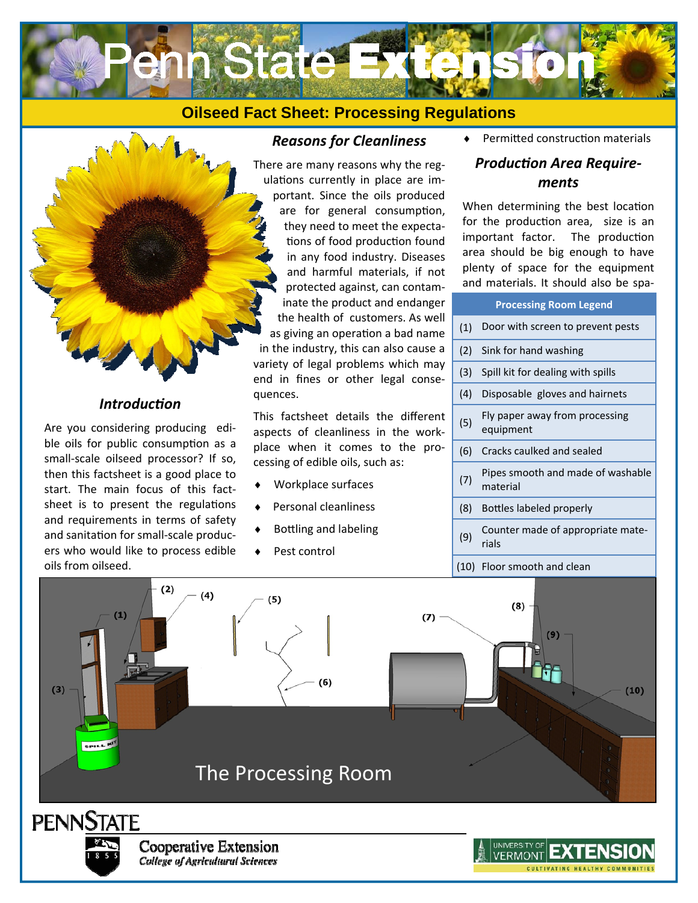# Penn State Extension

## Oilseed Fact Sheet: Processing Regulations

### Introduction

Are you considering producing edible oils for public consumption as a small-scale oilseed processor? If so, then this factsheet is a good place to start. The main focus of this factsheet is to present the regulations and requirements in terms of safety and sanitation for small-scale producers who would like to process edible oils from oilseed.

### Reasons for Cleanliness

There are many reasons why the regulations currently in place are important. Since the oils produced are for general consumption, they need to meet the expectations of food production found in any food industry. Diseases and harmful materials, if not protected against, can contaminate the product and endanger the health of customers. As well as giving an operation a bad name in the industry, this can also cause a variety of legal problems which may end in fines or other legal consequences.

This factsheet details the different aspects of cleanliness in the workplace when it comes to the processing of edible oils, such as:

- Workplace surfaces
- Personal cleanliness
- Bottling and labeling
- Pest control
- Permitted construction materials

### Production Area Requirements

When determining the best location for the production area, size is an important factor. The production area should be big enough to have plenty of space for the equipment and materials. It should also be spa-

| Processing Room Legend | |
|---|---|
| (1) | Door with screen to prevent pests |
| (2) | Sink for hand washing |
| (3) | Spill kit for dealing with spills |
| (4) | Disposable gloves and hairnets |
| (5) | Fly paper away from processing equipment |
| (6) | Cracks caulked and sealed |
| (7) | Pipes smooth and made of washable material |
| (8) | Bottles labeled properly |
| (9) | Counter made of appropriate materials |
| (10) | Floor smooth and clean |

The Processing Room

PENNSTATE

Cooperative Extension
College of Agricultural Sciences

University of Vermont Extension — Cultivating Healthy Communities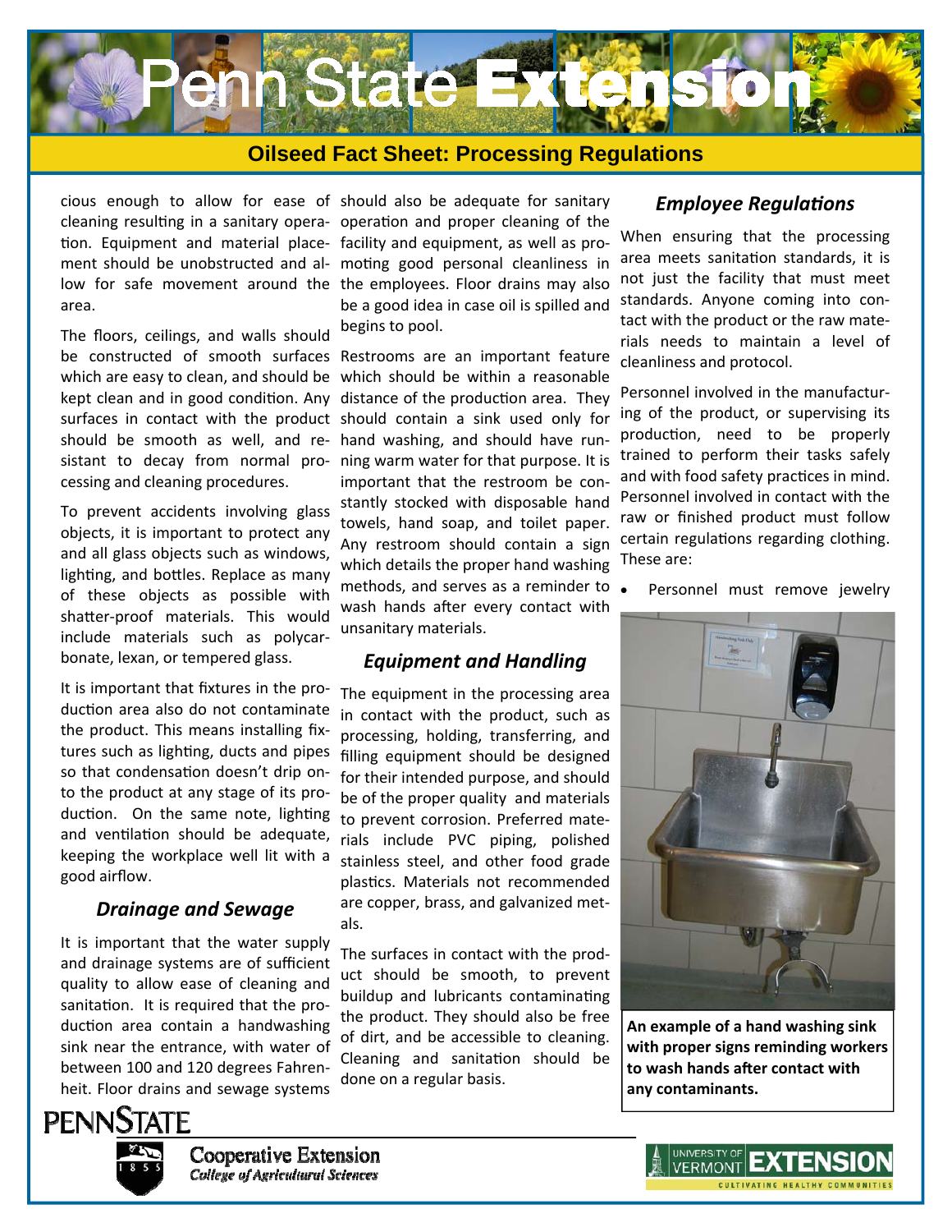cious enough to allow for ease of cleaning resulting in a sanitary operation. Equipment and material placement should be unobstructed and allow for safe movement around the area.

The floors, ceilings, and walls should be constructed of smooth surfaces which are easy to clean, and should be kept clean and in good condition. Any surfaces in contact with the product should be smooth as well, and resistant to decay from normal processing and cleaning procedures.

To prevent accidents involving glass objects, it is important to protect any and all glass objects such as windows, lighting, and bottles. Replace as many of these objects as possible with shatter-proof materials. This would include materials such as polycarbonate, lexan, or tempered glass.

It is important that fixtures in the production area also do not contaminate the product. This means installing fixtures such as lighting, ducts and pipes so that condensation doesn't drip onto the product at any stage of its production. On the same note, lighting and ventilation should be adequate, keeping the workplace well lit with a good airflow.

### *Drainage and Sewage*

It is important that the water supply and drainage systems are of sufficient quality to allow ease of cleaning and sanitation. It is required that the production area contain a handwashing sink near the entrance, with water of between 100 and 120 degrees Fahrenheit. Floor drains and sewage systems should also be adequate for sanitary operation and proper cleaning of the facility and equipment, as well as promoting good personal cleanliness in the employees. Floor drains may also be a good idea in case oil is spilled and begins to pool.

Restrooms are an important feature which should be within a reasonable distance of the production area. They should contain a sink used only for hand washing, and should have running warm water for that purpose. It is important that the restroom be constantly stocked with disposable hand towels, hand soap, and toilet paper. Any restroom should contain a sign which details the proper hand washing methods, and serves as a reminder to wash hands after every contact with unsanitary materials.

### *Equipment and Handling*

The equipment in the processing area in contact with the product, such as processing, holding, transferring, and filling equipment should be designed for their intended purpose, and should be of the proper quality and materials to prevent corrosion. Preferred materials include PVC piping, polished stainless steel, and other food grade plastics. Materials not recommended are copper, brass, and galvanized metals.

The surfaces in contact with the product should be smooth, to prevent buildup and lubricants contaminating the product. They should also be free of dirt, and be accessible to cleaning. Cleaning and sanitation should be done on a regular basis.

### *Employee Regulations*

When ensuring that the processing area meets sanitation standards, it is not just the facility that must meet standards. Anyone coming into contact with the product or the raw materials needs to maintain a level of cleanliness and protocol.

Personnel involved in the manufacturing of the product, or supervising its production, need to be properly trained to perform their tasks safely and with food safety practices in mind. Personnel involved in contact with the raw or finished product must follow certain regulations regarding clothing. These are:

- Personnel must remove jewelry

**An example of a hand washing sink with proper signs reminding workers to wash hands after contact with any contaminants.**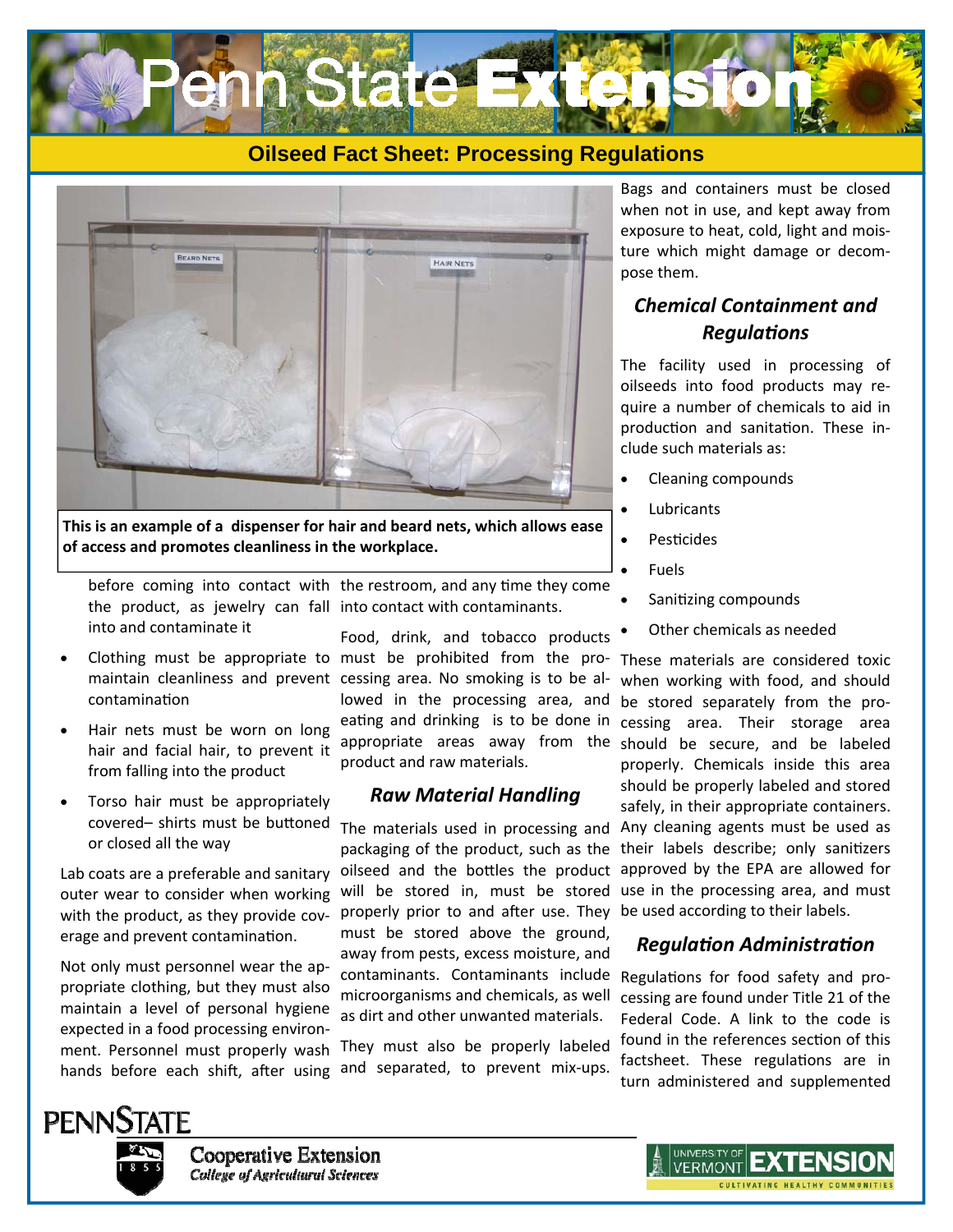## Oilseed Fact Sheet: Processing Regulations

**This is an example of a dispenser for hair and beard nets, which allows ease of access and promotes cleanliness in the workplace.**

before coming into contact with the product, as jewelry can fall into and contaminate it

- Clothing must be appropriate to maintain cleanliness and prevent contamination
- Hair nets must be worn on long hair and facial hair, to prevent it from falling into the product
- Torso hair must be appropriately covered– shirts must be buttoned or closed all the way

Lab coats are a preferable and sanitary outer wear to consider when working with the product, as they provide coverage and prevent contamination.

Not only must personnel wear the appropriate clothing, but they must also maintain a level of personal hygiene expected in a food processing environment. Personnel must properly wash hands before each shift, after using the restroom, and any time they come into contact with contaminants.

Food, drink, and tobacco products must be prohibited from the processing area. No smoking is to be allowed in the processing area, and eating and drinking is to be done in appropriate areas away from the product and raw materials.

### *Raw Material Handling*

The materials used in processing and packaging of the product, such as the oilseed and the bottles the product will be stored in, must be stored properly prior to and after use. They must be stored above the ground, away from pests, excess moisture, and contaminants. Contaminants include microorganisms and chemicals, as well as dirt and other unwanted materials.

They must also be properly labeled and separated, to prevent mix-ups. Bags and containers must be closed when not in use, and kept away from exposure to heat, cold, light and moisture which might damage or decompose them.

### *Chemical Containment and Regulations*

The facility used in processing of oilseeds into food products may require a number of chemicals to aid in production and sanitation. These include such materials as:

- Cleaning compounds
- Lubricants
- Pesticides
- Fuels
- Sanitizing compounds
- Other chemicals as needed

These materials are considered toxic when working with food, and should be stored separately from the processing area. Their storage area should be secure, and be labeled properly. Chemicals inside this area should be properly labeled and stored safely, in their appropriate containers. Any cleaning agents must be used as their labels describe; only sanitizers approved by the EPA are allowed for use in the processing area, and must be used according to their labels.

### *Regulation Administration*

Regulations for food safety and processing are found under Title 21 of the Federal Code. A link to the code is found in the references section of this factsheet. These regulations are in turn administered and supplemented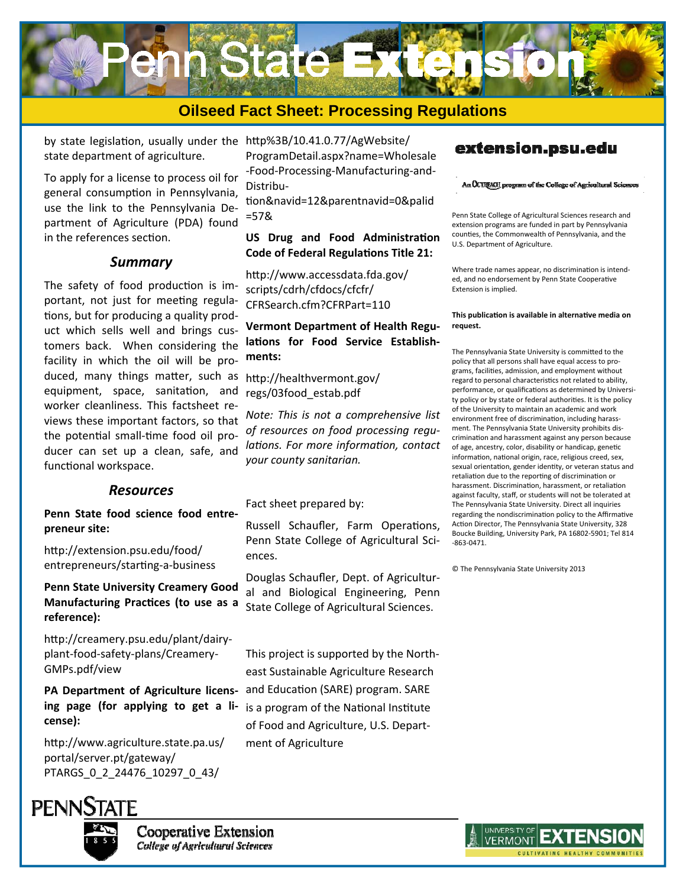by state legislation, usually under the state department of agriculture.

To apply for a license to process oil for general consumption in Pennsylvania, use the link to the Pennsylvania Department of Agriculture (PDA) found in the references section.

## *Summary*

The safety of food production is important, not just for meeting regulations, but for producing a quality product which sells well and brings customers back. When considering the facility in which the oil will be produced, many things matter, such as equipment, space, sanitation, and worker cleanliness. This factsheet reviews these important factors, so that the potential small-time food oil producer can set up a clean, safe, and functional workspace.

## *Resources*

**Penn State food science food entrepreneur site:**

http://extension.psu.edu/food/entrepreneurs/starting-a-business

**Penn State University Creamery Good Manufacturing Practices (to use as a reference):**

http://creamery.psu.edu/plant/dairy-plant-food-safety-plans/Creamery-GMPs.pdf/view

**PA Department of Agriculture licensing page (for applying to get a license):**

http://www.agriculture.state.pa.us/portal/server.pt/gateway/PTARGS_0_2_24476_10297_0_43/http%3B/10.41.0.77/AgWebsite/ProgramDetail.aspx?name=Wholesale-Food-Processing-Manufacturing-and-Distribution&navid=12&parentnavid=0&palid=57&

**US Drug and Food Administration Code of Federal Regulations Title 21:**

http://www.accessdata.fda.gov/scripts/cdrh/cfdocs/cfcfr/CFRSearch.cfm?CFRPart=110

**Vermont Department of Health Regulations for Food Service Establishments:**

http://healthvermont.gov/regs/03food_estab.pdf

*Note: This is not a comprehensive list of resources on food processing regulations. For more information, contact your county sanitarian.*

Fact sheet prepared by:

Russell Schaufler, Farm Operations, Penn State College of Agricultural Sciences.

Douglas Schaufler, Dept. of Agricultural and Biological Engineering, Penn State College of Agricultural Sciences.

This project is supported by the Northeast Sustainable Agriculture Research and Education (SARE) program. SARE is a program of the National Institute of Food and Agriculture, U.S. Department of Agriculture

**extension.psu.edu**

An OUTREACH program of the College of Agricultural Sciences

Penn State College of Agricultural Sciences research and extension programs are funded in part by Pennsylvania counties, the Commonwealth of Pennsylvania, and the U.S. Department of Agriculture.

Where trade names appear, no discrimination is intended, and no endorsement by Penn State Cooperative Extension is implied.

**This publication is available in alternative media on request.**

The Pennsylvania State University is committed to the policy that all persons shall have equal access to programs, facilities, admission, and employment without regard to personal characteristics not related to ability, performance, or qualifications as determined by University policy or by state or federal authorities. It is the policy of the University to maintain an academic and work environment free of discrimination, including harassment. The Pennsylvania State University prohibits discrimination and harassment against any person because of age, ancestry, color, disability or handicap, genetic information, national origin, race, religious creed, sex, sexual orientation, gender identity, or veteran status and retaliation due to the reporting of discrimination or harassment. Discrimination, harassment, or retaliation against faculty, staff, or students will not be tolerated at The Pennsylvania State University. Direct all inquiries regarding the nondiscrimination policy to the Affirmative Action Director, The Pennsylvania State University, 328 Boucke Building, University Park, PA 16802-5901; Tel 814-863-0471.

© The Pennsylvania State University 2013

PENNSTATE

Cooperative Extension
College of Agricultural Sciences

UNIVERSITY OF VERMONT EXTENSION
CULTIVATING HEALTHY COMMUNITIES